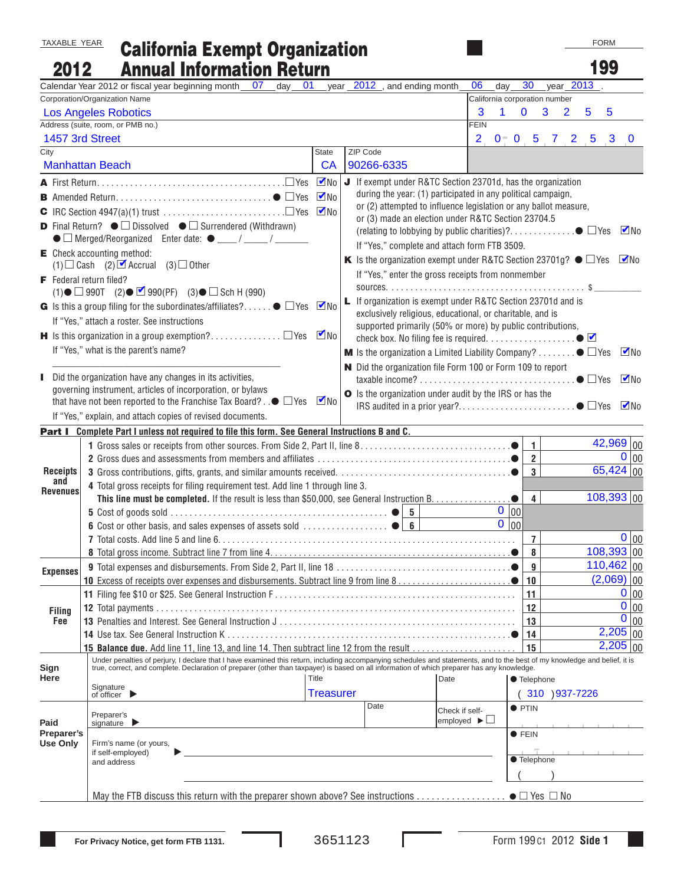TAXABLE YEAR

**2012**

# California Exempt Organization Annual Information Return

FORM **199**

Calendar Year 2012 or fiscal year beginning month 07 day 01 year 2012, and ending month 06 day 30 year 2013.

| Corporation/Organization Name | California corporation number |
|---|---|
| Los Angeles Robotics | 3 1 0 3 2 5 5 |
| Address (suite, room, or PMB no.) | FEIN |
| 1457 3rd Street | 20-0572530 |

| City | State | ZIP Code |
|---|---|---|
| Manhattan Beach | CA | 90266-6335 |

**A** First Return ☐Yes ☑No

**B** Amended Return ● ☐Yes ☑No

**C** IRC Section 4947(a)(1) trust ☐Yes ☑No

**D** Final Return? ● ☐ Dissolved ● ☐ Surrendered (Withdrawn) ● ☐ Merged/Reorganized Enter date: ● ___/___/___

**E** Check accounting method: (1)☐ Cash (2)☑ Accrual (3)☐ Other

**F** Federal return filed? (1)● ☐ 990T (2)● ☑ 990(PF) (3)● ☐ Sch H (990)

**G** Is this a group filing for the subordinates/affiliates? ● ☐Yes ☑No
If "Yes," attach a roster. See instructions

**H** Is this organization in a group exemption? ☐Yes ☑No
If "Yes," what is the parent's name?

**I** Did the organization have any changes in its activities, governing instrument, articles of incorporation, or bylaws that have not been reported to the Franchise Tax Board? ● ☐Yes ☑No
If "Yes," explain, and attach copies of revised documents.

**J** If exempt under R&TC Section 23701d, has the organization during the year: (1) participated in any political campaign, or (2) attempted to influence legislation or any ballot measure, or (3) made an election under R&TC Section 23704.5 (relating to lobbying by public charities)? ● ☐Yes ☑No
If "Yes," complete and attach form FTB 3509.

**K** Is the organization exempt under R&TC Section 23701g? ● ☐Yes ☑No
If "Yes," enter the gross receipts from nonmember sources. $ ________

**L** If organization is exempt under R&TC Section 23701d and is exclusively religious, educational, or charitable, and is supported primarily (50% or more) by public contributions, check box. No filing fee is required. ● ☑

**M** Is the organization a Limited Liability Company? ● ☐Yes ☑No

**N** Did the organization file Form 100 or Form 109 to report taxable income? ● ☐Yes ☑No

**O** Is the organization under audit by the IRS or has the IRS audited in a prior year? ● ☐Yes ☑No

## Part I Complete Part I unless not required to file this form. See General Instructions B and C.

| Section | Line | Description | | Amount |
|---|---|---|---|---|
| Receipts and Revenues | 1 | Gross sales or receipts from other sources. From Side 2, Part II, line 8 | 1 | 42,969 00 |
| | 2 | Gross dues and assessments from members and affiliates | 2 | 0 00 |
| | 3 | Gross contributions, gifts, grants, and similar amounts received | 3 | 65,424 00 |
| | 4 | Total gross receipts for filing requirement test. Add line 1 through line 3. **This line must be completed.** If the result is less than $50,000, see General Instruction B. | 4 | 108,393 00 |
| | 5 | Cost of goods sold ● 5: 0 00 | | |
| | 6 | Cost or other basis, and sales expenses of assets sold ● 6: 0 00 | | |
| | 7 | Total costs. Add line 5 and line 6 | 7 | 0 00 |
| | 8 | Total gross income. Subtract line 7 from line 4 | 8 | 108,393 00 |
| Expenses | 9 | Total expenses and disbursements. From Side 2, Part II, line 18 | 9 | 110,462 00 |
| | 10 | Excess of receipts over expenses and disbursements. Subtract line 9 from line 8 | 10 | (2,069) 00 |
| Filing Fee | 11 | Filing fee $10 or $25. See General Instruction F | 11 | 0 00 |
| | 12 | Total payments | 12 | 0 00 |
| | 13 | Penalties and Interest. See General Instruction J | 13 | 0 00 |
| | 14 | Use tax. See General Instruction K | 14 | 2,205 00 |
| | 15 | **Balance due.** Add line 11, line 13, and line 14. Then subtract line 12 from the result | 15 | 2,205 00 |

**Sign Here**

Under penalties of perjury, I declare that I have examined this return, including accompanying schedules and statements, and to the best of my knowledge and belief, it is true, correct, and complete. Declaration of preparer (other than taxpayer) is based on all information of which preparer has any knowledge.

Signature of officer ▶ ________ Title: Treasurer Date: ________ ● Telephone: (310) 937-7226

**Paid Preparer's Use Only**

Preparer's signature ▶ ________ Date ________ Check if self-employed ▶ ☐ ● PTIN ________

Firm's name (or yours, if self-employed) and address ▶ ________ ● FEIN ________ ● Telephone ( )

May the FTB discuss this return with the preparer shown above? See instructions ● ☐ Yes ☐ No

For Privacy Notice, get form FTB 1131. 3651123 Form 199 C1 2012 Side 1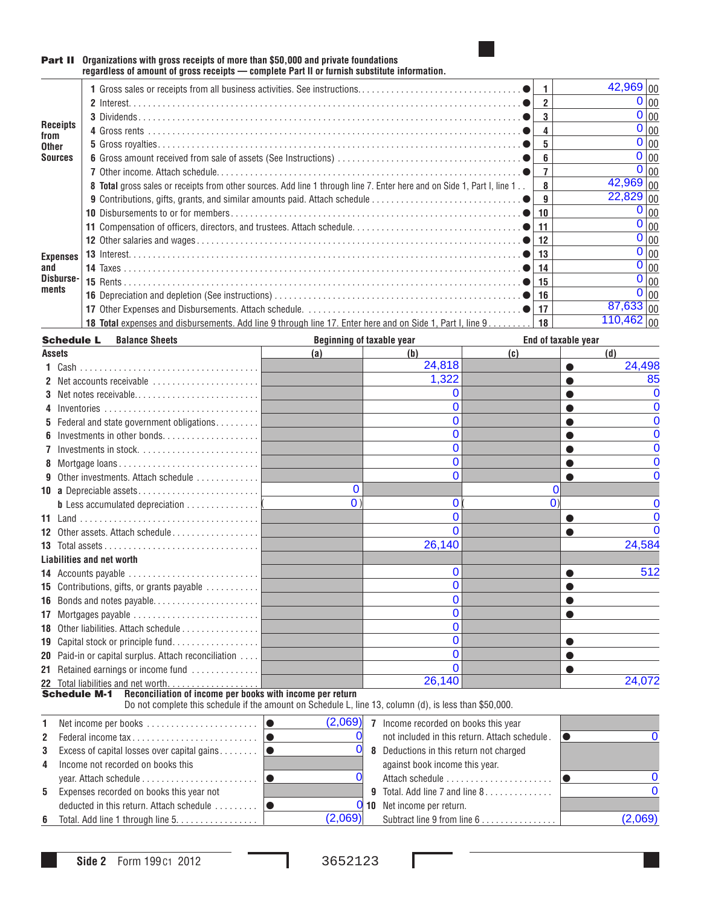**Part II** Organizations with gross receipts of more than $50,000 and private foundations regardless of amount of gross receipts — complete Part II or furnish substitute information.

| | | | |
|---|---|---|---|
| **Receipts from Other Sources** | 1 Gross sales or receipts from all business activities. See instructions | 1 | 42,969 00 |
| | 2 Interest | 2 | 0 00 |
| | 3 Dividends | 3 | 0 00 |
| | 4 Gross rents | 4 | 0 00 |
| | 5 Gross royalties | 5 | 0 00 |
| | 6 Gross amount received from sale of assets (See Instructions) | 6 | 0 00 |
| | 7 Other income. Attach schedule | 7 | 0 00 |
| | 8 **Total** gross sales or receipts from other sources. Add line 1 through line 7. Enter here and on Side 1, Part I, line 1 | 8 | 42,969 00 |
| **Expenses and Disbursements** | 9 Contributions, gifts, grants, and similar amounts paid. Attach schedule | 9 | 22,829 00 |
| | 10 Disbursements to or for members | 10 | 0 00 |
| | 11 Compensation of officers, directors, and trustees. Attach schedule | 11 | 0 00 |
| | 12 Other salaries and wages | 12 | 0 00 |
| | 13 Interest | 13 | 0 00 |
| | 14 Taxes | 14 | 0 00 |
| | 15 Rents | 15 | 0 00 |
| | 16 Depreciation and depletion (See instructions) | 16 | 0 00 |
| | 17 Other Expenses and Disbursements. Attach schedule | 17 | 87,633 00 |
| | 18 **Total** expenses and disbursements. Add line 9 through line 17. Enter here and on Side 1, Part I, line 9 | 18 | 110,462 00 |

**Schedule L** Balance Sheets

| Assets | Beginning of taxable year (a) | (b) | End of taxable year (c) | (d) |
|---|---|---|---|---|
| 1 Cash | | 24,818 | | 24,498 |
| 2 Net accounts receivable | | 1,322 | | 85 |
| 3 Net notes receivable | | 0 | | 0 |
| 4 Inventories | | 0 | | 0 |
| 5 Federal and state government obligations | | 0 | | 0 |
| 6 Investments in other bonds | | 0 | | 0 |
| 7 Investments in stock | | 0 | | 0 |
| 8 Mortgage loans | | 0 | | 0 |
| 9 Other investments. Attach schedule | | 0 | | 0 |
| 10 a Depreciable assets | 0 | | 0 | |
| b Less accumulated depreciation | ( 0 ) | 0 | ( 0 ) | 0 |
| 11 Land | | 0 | | 0 |
| 12 Other assets. Attach schedule | | 0 | | 0 |
| 13 Total assets | | 26,140 | | 24,584 |
| **Liabilities and net worth** | | | | |
| 14 Accounts payable | | 0 | | 512 |
| 15 Contributions, gifts, or grants payable | | 0 | | |
| 16 Bonds and notes payable | | 0 | | |
| 17 Mortgages payable | | 0 | | |
| 18 Other liabilities. Attach schedule | | 0 | | |
| 19 Capital stock or principle fund | | 0 | | |
| 20 Paid-in or capital surplus. Attach reconciliation | | 0 | | |
| 21 Retained earnings or income fund | | 0 | | |
| 22 Total liabilities and net worth | | 26,140 | | 24,072 |

**Schedule M-1** Reconciliation of income per books with income per return
Do not complete this schedule if the amount on Schedule L, line 13, column (d), is less than $50,000.

| | | | |
|---|---|---|---|
| 1 Net income per books | (2,069) | 7 Income recorded on books this year not included in this return. Attach schedule | 0 |
| 2 Federal income tax | 0 | | |
| 3 Excess of capital losses over capital gains | 0 | 8 Deductions in this return not charged against book income this year. Attach schedule | 0 |
| 4 Income not recorded on books this year. Attach schedule | 0 | | |
| 5 Expenses recorded on books this year not deducted in this return. Attach schedule | 0 | 9 Total. Add line 7 and line 8 | 0 |
| 6 Total. Add line 1 through line 5 | (2,069) | 10 Net income per return. Subtract line 9 from line 6 | (2,069) |

Side 2 Form 199C1 2012 3652123